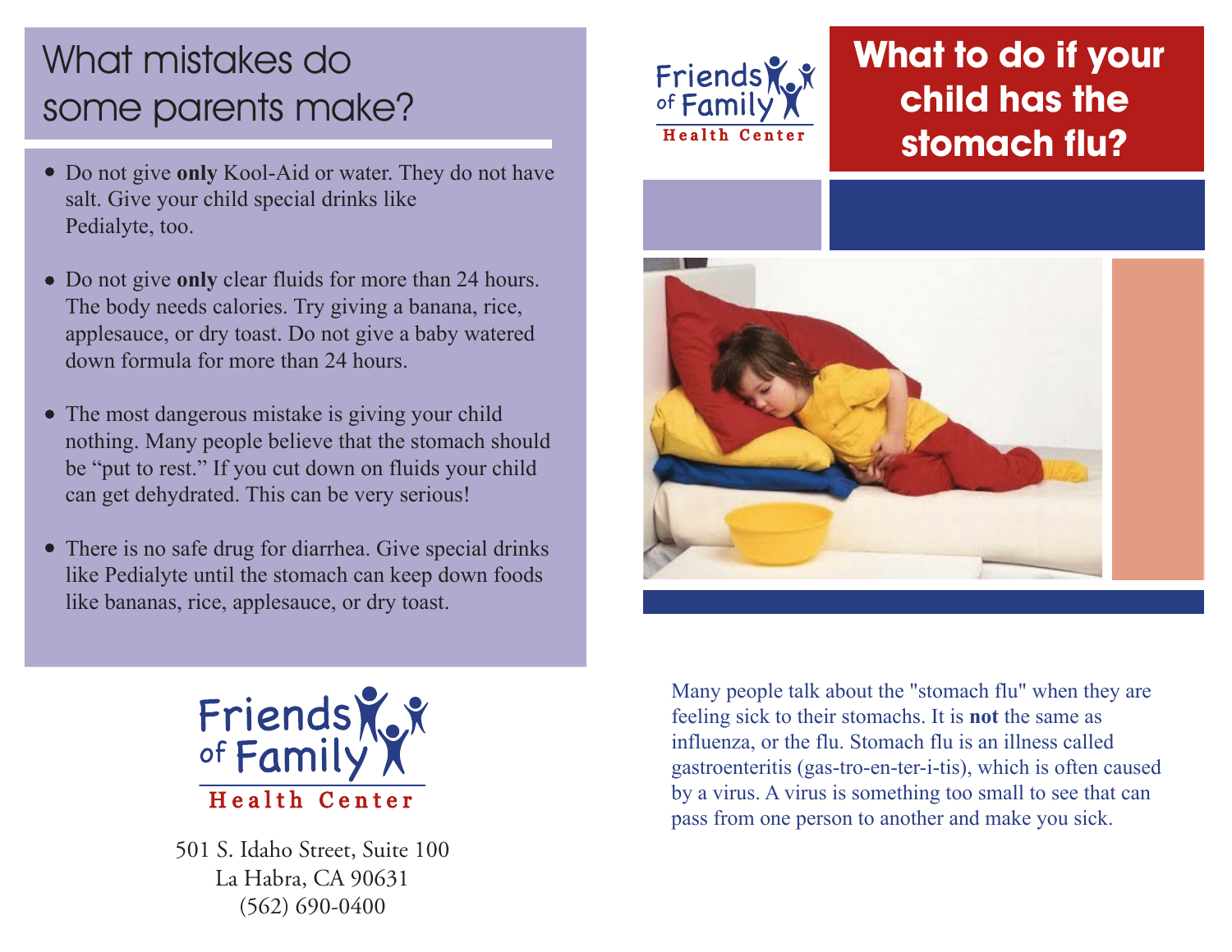# What to do if your child has the stomach flu?

Friends of Family Health Center

Many people talk about the "stomach flu" when they are feeling sick to their stomachs. It is **not** the same as influenza, or the flu. Stomach flu is an illness called gastroenteritis (gas-tro-en-ter-i-tis), which is often caused by a virus. A virus is something too small to see that can pass from one person to another and make you sick.

## What mistakes do some parents make?

- Do not give **only** Kool-Aid or water. They do not have salt. Give your child special drinks like Pedialyte, too.
- Do not give **only** clear fluids for more than 24 hours. The body needs calories. Try giving a banana, rice, applesauce, or dry toast. Do not give a baby watered down formula for more than 24 hours.
- The most dangerous mistake is giving your child nothing. Many people believe that the stomach should be "put to rest." If you cut down on fluids your child can get dehydrated. This can be very serious!
- There is no safe drug for diarrhea. Give special drinks like Pedialyte until the stomach can keep down foods like bananas, rice, applesauce, or dry toast.

Friends of Family Health Center

501 S. Idaho Street, Suite 100
La Habra, CA 90631
(562) 690-0400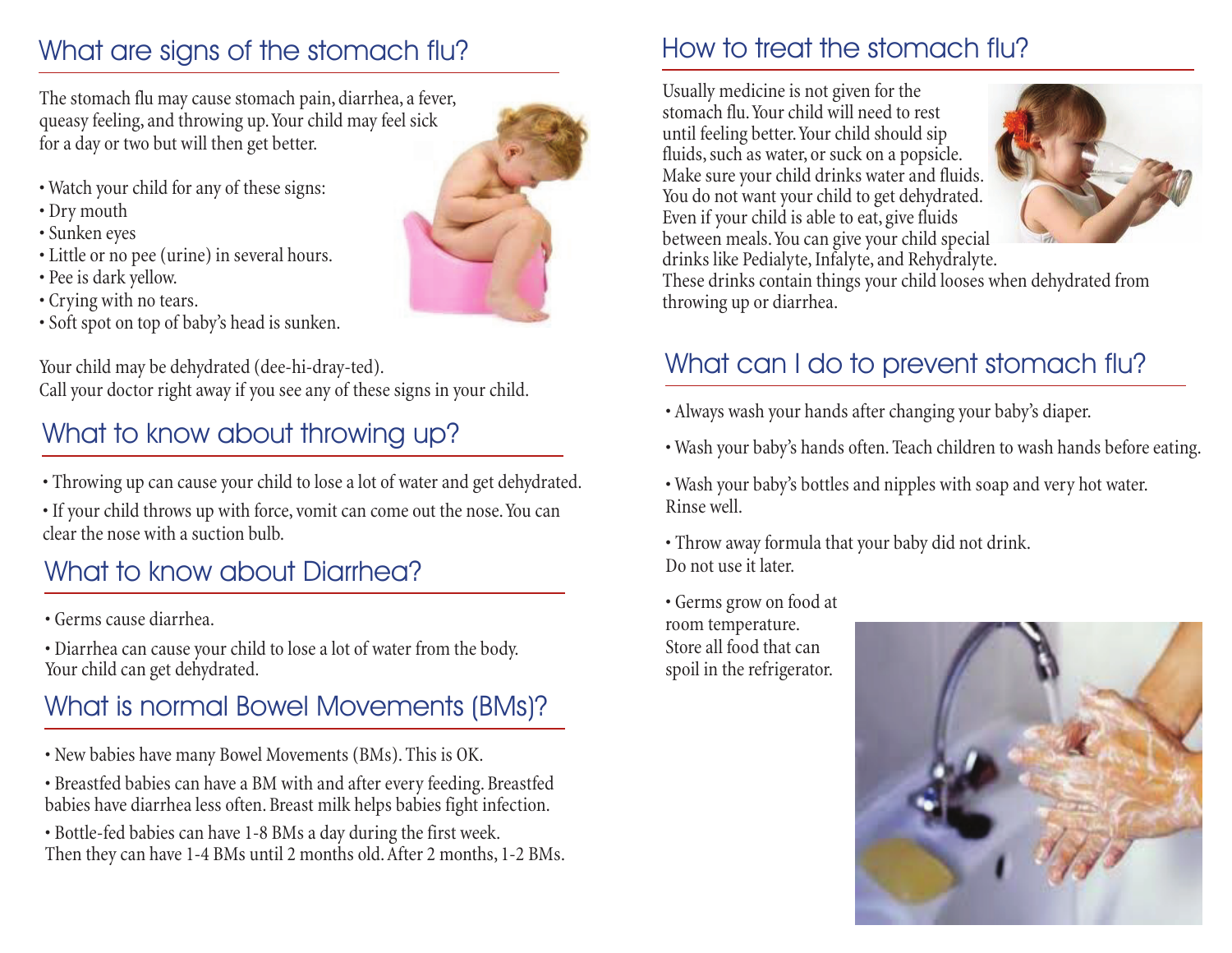## What are signs of the stomach flu?

The stomach flu may cause stomach pain, diarrhea, a fever, queasy feeling, and throwing up. Your child may feel sick for a day or two but will then get better.

- Watch your child for any of these signs:
- Dry mouth
- Sunken eyes
- Little or no pee (urine) in several hours.
- Pee is dark yellow.
- Crying with no tears.
- Soft spot on top of baby's head is sunken.

Your child may be dehydrated (dee-hi-dray-ted).
Call your doctor right away if you see any of these signs in your child.

## What to know about throwing up?

- Throwing up can cause your child to lose a lot of water and get dehydrated.
- If your child throws up with force, vomit can come out the nose. You can clear the nose with a suction bulb.

## What to know about Diarrhea?

- Germs cause diarrhea.
- Diarrhea can cause your child to lose a lot of water from the body. Your child can get dehydrated.

## What is normal Bowel Movements (BMs)?

- New babies have many Bowel Movements (BMs). This is OK.
- Breastfed babies can have a BM with and after every feeding. Breastfed babies have diarrhea less often. Breast milk helps babies fight infection.
- Bottle-fed babies can have 1-8 BMs a day during the first week. Then they can have 1-4 BMs until 2 months old. After 2 months, 1-2 BMs.

## How to treat the stomach flu?

Usually medicine is not given for the stomach flu. Your child will need to rest until feeling better. Your child should sip fluids, such as water, or suck on a popsicle. Make sure your child drinks water and fluids. You do not want your child to get dehydrated. Even if your child is able to eat, give fluids between meals. You can give your child special drinks like Pedialyte, Infalyte, and Rehydralyte. These drinks contain things your child looses when dehydrated from throwing up or diarrhea.

## What can I do to prevent stomach flu?

- Always wash your hands after changing your baby's diaper.
- Wash your baby's hands often. Teach children to wash hands before eating.
- Wash your baby's bottles and nipples with soap and very hot water. Rinse well.
- Throw away formula that your baby did not drink. Do not use it later.
- Germs grow on food at room temperature. Store all food that can spoil in the refrigerator.